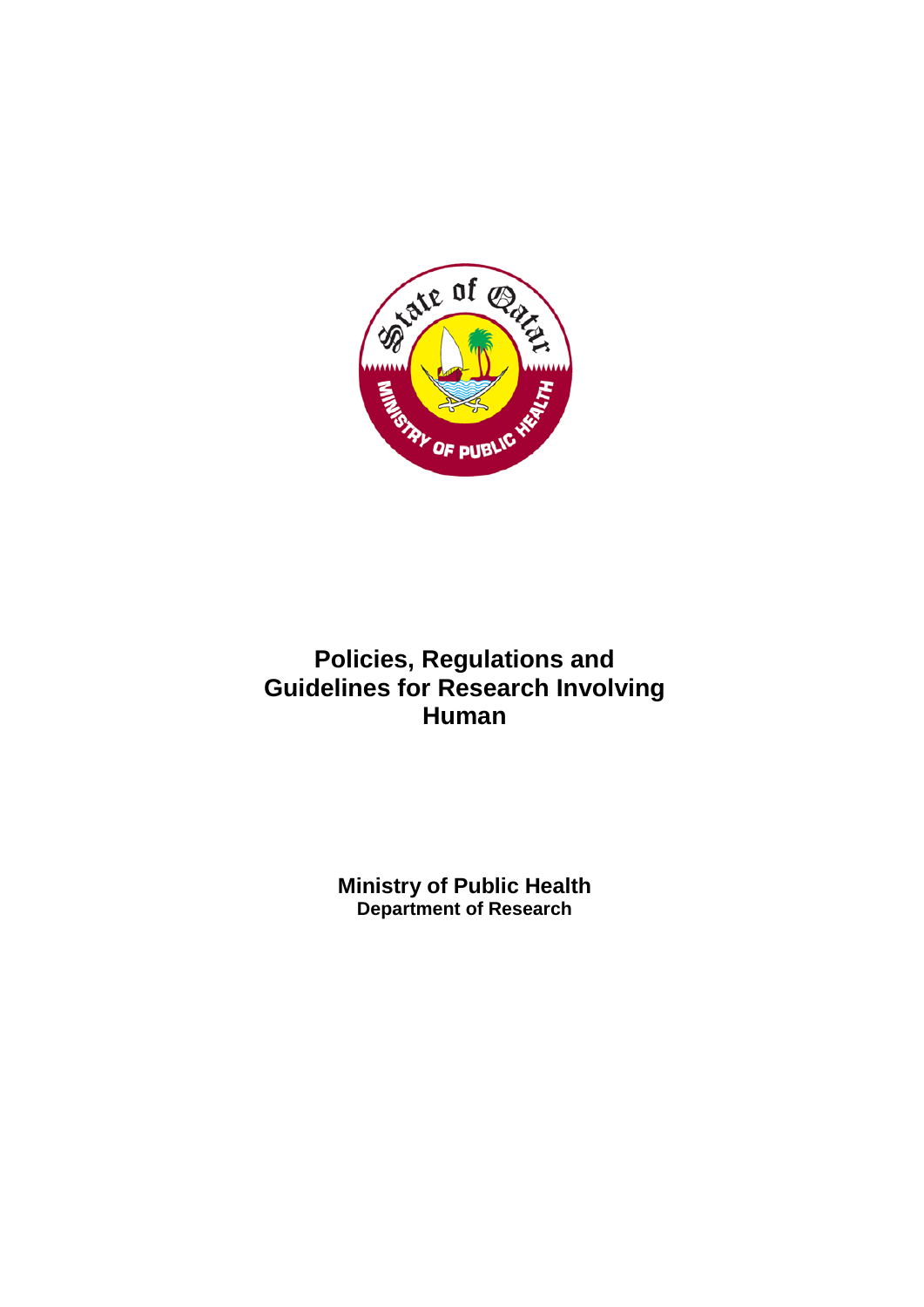# Policies, Regulations and Guidelines for Research Involving Human

**Ministry of Public Health**
**Department of Research**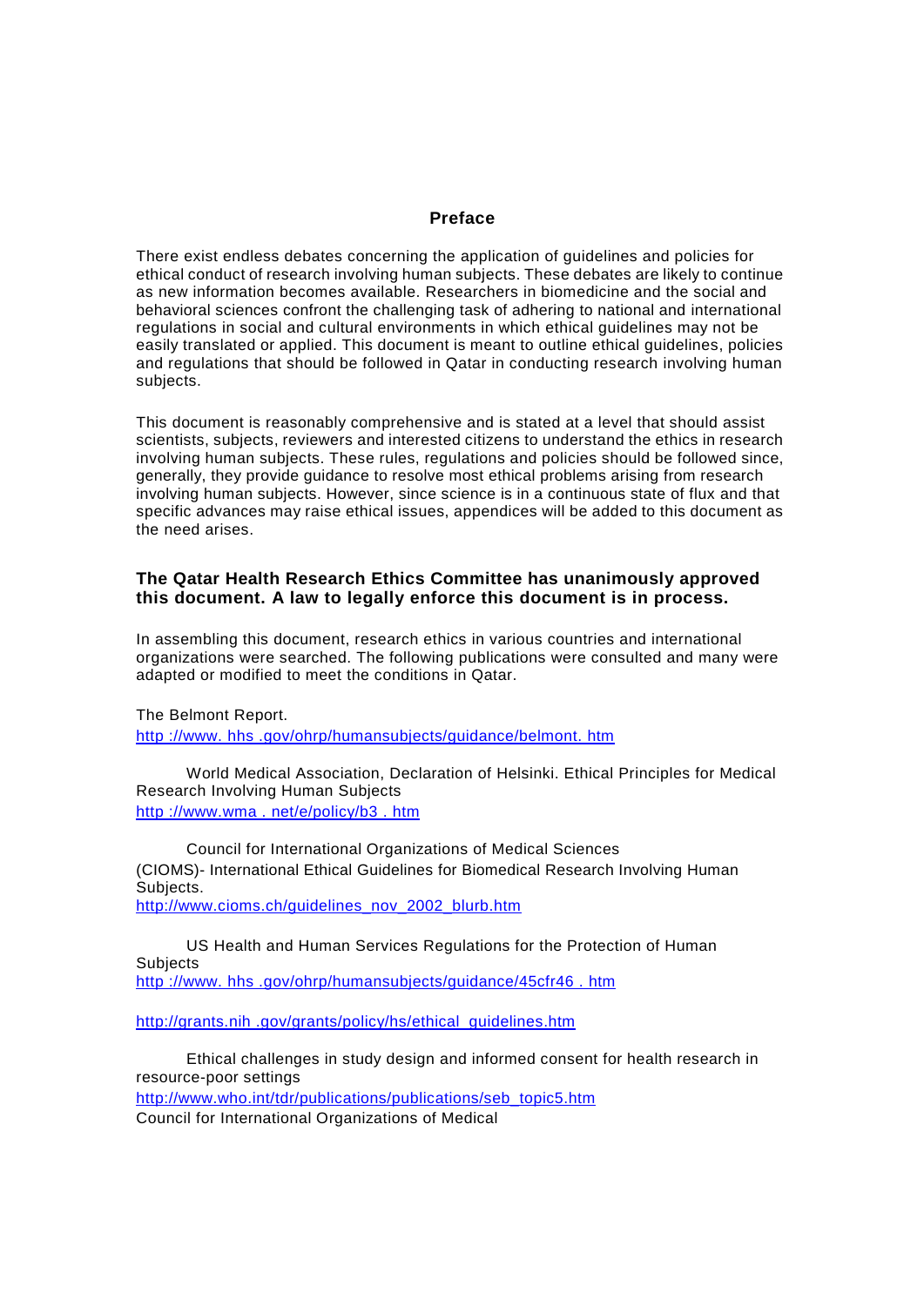## Preface

There exist endless debates concerning the application of guidelines and policies for ethical conduct of research involving human subjects. These debates are likely to continue as new information becomes available. Researchers in biomedicine and the social and behavioral sciences confront the challenging task of adhering to national and international regulations in social and cultural environments in which ethical guidelines may not be easily translated or applied. This document is meant to outline ethical guidelines, policies and regulations that should be followed in Qatar in conducting research involving human subjects.

This document is reasonably comprehensive and is stated at a level that should assist scientists, subjects, reviewers and interested citizens to understand the ethics in research involving human subjects. These rules, regulations and policies should be followed since, generally, they provide guidance to resolve most ethical problems arising from research involving human subjects. However, since science is in a continuous state of flux and that specific advances may raise ethical issues, appendices will be added to this document as the need arises.

**The Qatar Health Research Ethics Committee has unanimously approved this document. A law to legally enforce this document is in process.**

In assembling this document, research ethics in various countries and international organizations were searched. The following publications were consulted and many were adapted or modified to meet the conditions in Qatar.

The Belmont Report.
http ://www. hhs .gov/ohrp/humansubjects/guidance/belmont. htm

World Medical Association, Declaration of Helsinki. Ethical Principles for Medical Research Involving Human Subjects
http ://www.wma . net/e/policy/b3 . htm

Council for International Organizations of Medical Sciences (CIOMS)- International Ethical Guidelines for Biomedical Research Involving Human Subjects.
http://www.cioms.ch/guidelines_nov_2002_blurb.htm

US Health and Human Services Regulations for the Protection of Human Subjects
http ://www. hhs .gov/ohrp/humansubjects/guidance/45cfr46 . htm

http://grants.nih .gov/grants/policy/hs/ethical_guidelines.htm

Ethical challenges in study design and informed consent for health research in resource-poor settings
http://www.who.int/tdr/publications/publications/seb_topic5.htm
Council for International Organizations of Medical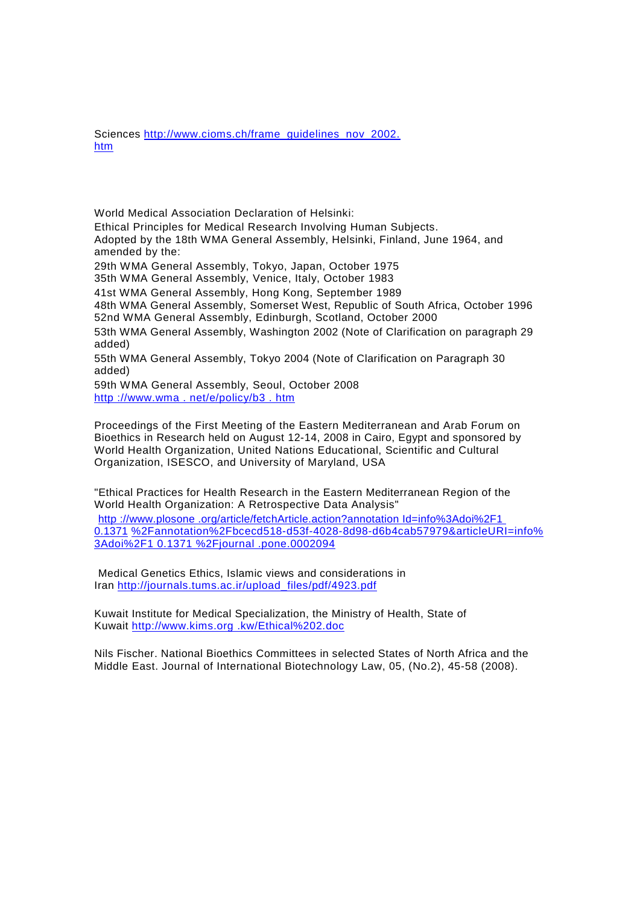Sciences http://www.cioms.ch/frame_guidelines_nov_2002.htm

World Medical Association Declaration of Helsinki:
Ethical Principles for Medical Research Involving Human Subjects.
Adopted by the 18th WMA General Assembly, Helsinki, Finland, June 1964, and amended by the:

29th WMA General Assembly, Tokyo, Japan, October 1975
35th WMA General Assembly, Venice, Italy, October 1983
41st WMA General Assembly, Hong Kong, September 1989
48th WMA General Assembly, Somerset West, Republic of South Africa, October 1996
52nd WMA General Assembly, Edinburgh, Scotland, October 2000
53th WMA General Assembly, Washington 2002 (Note of Clarification on paragraph 29 added)
55th WMA General Assembly, Tokyo 2004 (Note of Clarification on Paragraph 30 added)
59th WMA General Assembly, Seoul, October 2008
http ://www.wma . net/e/policy/b3 . htm

Proceedings of the First Meeting of the Eastern Mediterranean and Arab Forum on Bioethics in Research held on August 12-14, 2008 in Cairo, Egypt and sponsored by World Health Organization, United Nations Educational, Scientific and Cultural Organization, ISESCO, and University of Maryland, USA

"Ethical Practices for Health Research in the Eastern Mediterranean Region of the World Health Organization: A Retrospective Data Analysis"
http ://www.plosone .org/article/fetchArticle.action?annotation Id=info%3Adoi%2F1 0.1371 %2Fannotation%2Fbcecd518-d53f-4028-8d98-d6b4cab57979&articleURI=info%3Adoi%2F1 0.1371 %2Fjournal .pone.0002094

Medical Genetics Ethics, Islamic views and considerations in Iran http://journals.tums.ac.ir/upload_files/pdf/4923.pdf

Kuwait Institute for Medical Specialization, the Ministry of Health, State of Kuwait http://www.kims.org .kw/Ethical%202.doc

Nils Fischer. National Bioethics Committees in selected States of North Africa and the Middle East. Journal of International Biotechnology Law, 05, (No.2), 45-58 (2008).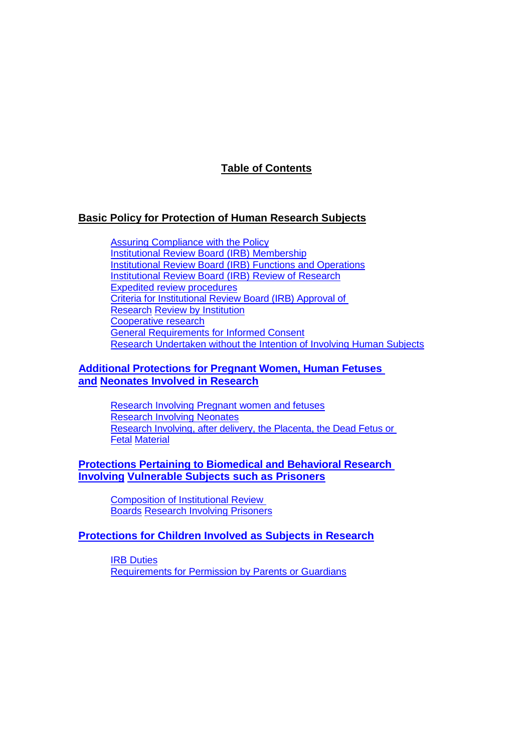# Table of Contents

## Basic Policy for Protection of Human Research Subjects

- Assuring Compliance with the Policy
- Institutional Review Board (IRB) Membership
- Institutional Review Board (IRB) Functions and Operations
- Institutional Review Board (IRB) Review of Research
- Expedited review procedures
- Criteria for Institutional Review Board (IRB) Approval of Research
- Review by Institution
- Cooperative research
- General Requirements for Informed Consent
- Research Undertaken without the Intention of Involving Human Subjects

## Additional Protections for Pregnant Women, Human Fetuses and Neonates Involved in Research

- Research Involving Pregnant women and fetuses
- Research Involving Neonates
- Research Involving, after delivery, the Placenta, the Dead Fetus or Fetal Material

## Protections Pertaining to Biomedical and Behavioral Research Involving Vulnerable Subjects such as Prisoners

- Composition of Institutional Review Boards
- Research Involving Prisoners

## Protections for Children Involved as Subjects in Research

- IRB Duties
- Requirements for Permission by Parents or Guardians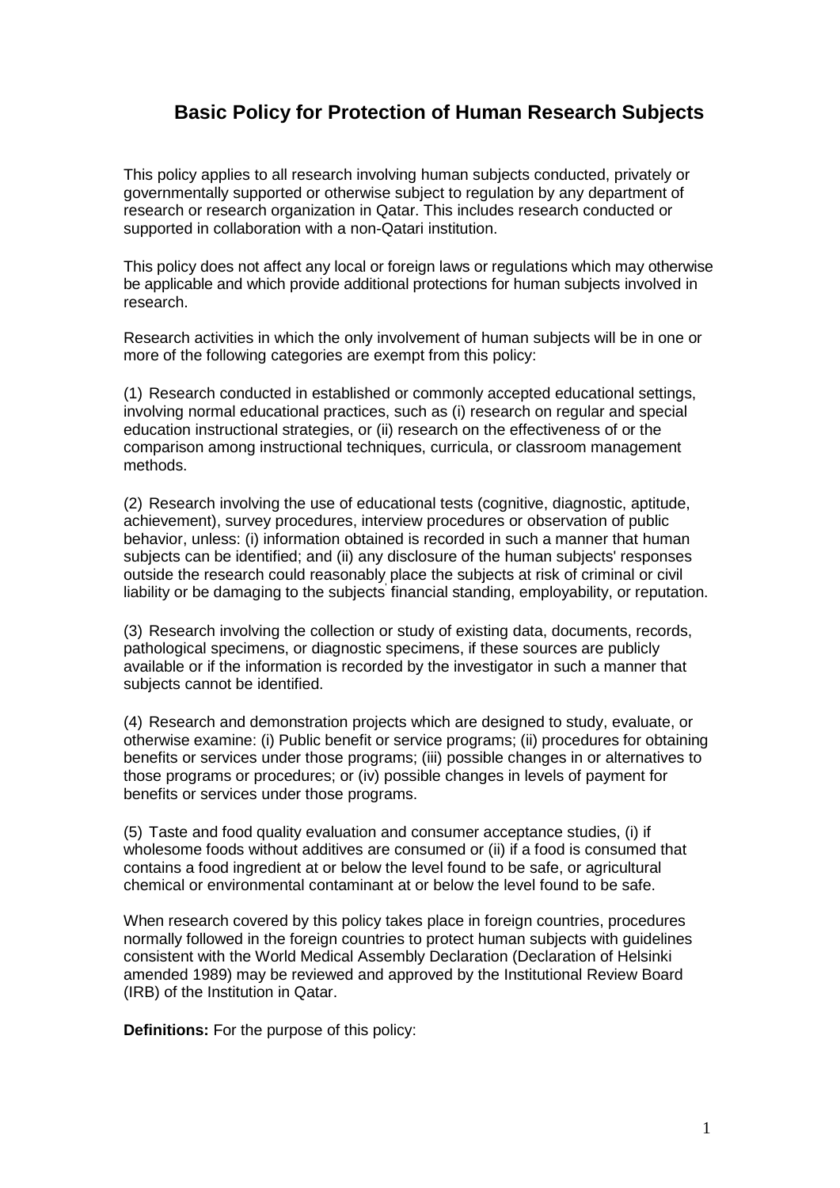## Basic Policy for Protection of Human Research Subjects

This policy applies to all research involving human subjects conducted, privately or governmentally supported or otherwise subject to regulation by any department of research or research organization in Qatar. This includes research conducted or supported in collaboration with a non-Qatari institution.

This policy does not affect any local or foreign laws or regulations which may otherwise be applicable and which provide additional protections for human subjects involved in research.

Research activities in which the only involvement of human subjects will be in one or more of the following categories are exempt from this policy:

(1) Research conducted in established or commonly accepted educational settings, involving normal educational practices, such as (i) research on regular and special education instructional strategies, or (ii) research on the effectiveness of or the comparison among instructional techniques, curricula, or classroom management methods.

(2) Research involving the use of educational tests (cognitive, diagnostic, aptitude, achievement), survey procedures, interview procedures or observation of public behavior, unless: (i) information obtained is recorded in such a manner that human subjects can be identified; and (ii) any disclosure of the human subjects' responses outside the research could reasonably place the subjects at risk of criminal or civil liability or be damaging to the subjects' financial standing, employability, or reputation.

(3) Research involving the collection or study of existing data, documents, records, pathological specimens, or diagnostic specimens, if these sources are publicly available or if the information is recorded by the investigator in such a manner that subjects cannot be identified.

(4) Research and demonstration projects which are designed to study, evaluate, or otherwise examine: (i) Public benefit or service programs; (ii) procedures for obtaining benefits or services under those programs; (iii) possible changes in or alternatives to those programs or procedures; or (iv) possible changes in levels of payment for benefits or services under those programs.

(5) Taste and food quality evaluation and consumer acceptance studies, (i) if wholesome foods without additives are consumed or (ii) if a food is consumed that contains a food ingredient at or below the level found to be safe, or agricultural chemical or environmental contaminant at or below the level found to be safe.

When research covered by this policy takes place in foreign countries, procedures normally followed in the foreign countries to protect human subjects with guidelines consistent with the World Medical Assembly Declaration (Declaration of Helsinki amended 1989) may be reviewed and approved by the Institutional Review Board (IRB) of the Institution in Qatar.

**Definitions:** For the purpose of this policy: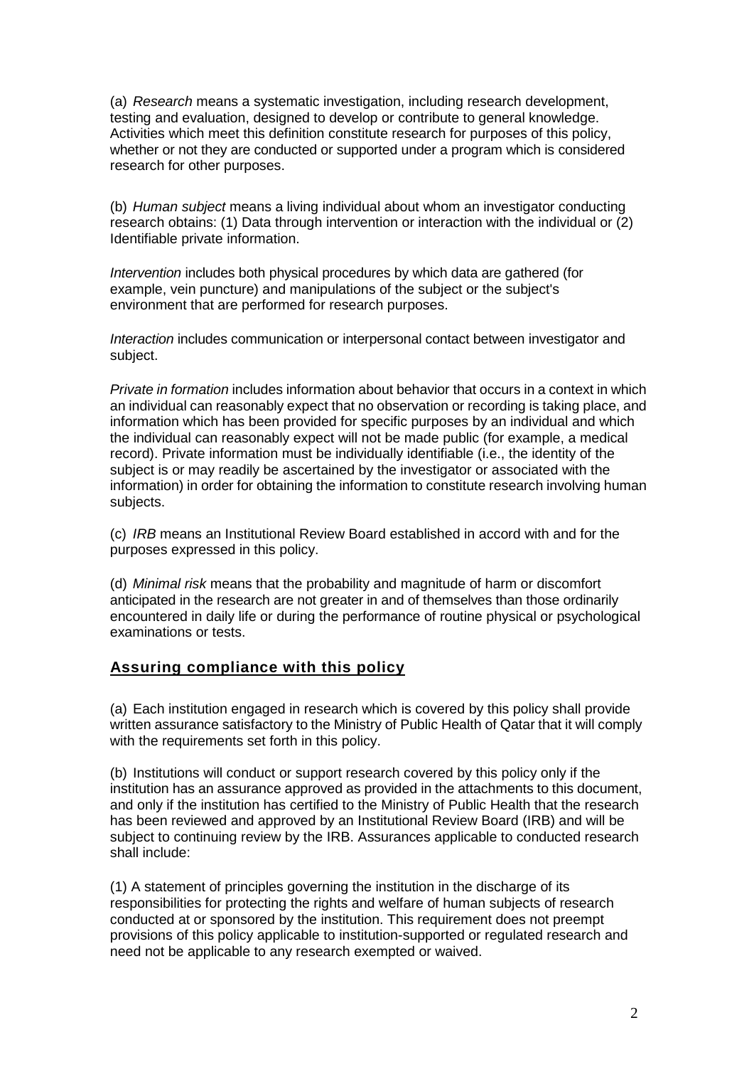(a) *Research* means a systematic investigation, including research development, testing and evaluation, designed to develop or contribute to general knowledge. Activities which meet this definition constitute research for purposes of this policy, whether or not they are conducted or supported under a program which is considered research for other purposes.

(b) *Human subject* means a living individual about whom an investigator conducting research obtains: (1) Data through intervention or interaction with the individual or (2) Identifiable private information.

*Intervention* includes both physical procedures by which data are gathered (for example, vein puncture) and manipulations of the subject or the subject's environment that are performed for research purposes.

*Interaction* includes communication or interpersonal contact between investigator and subject.

*Private in formation* includes information about behavior that occurs in a context in which an individual can reasonably expect that no observation or recording is taking place, and information which has been provided for specific purposes by an individual and which the individual can reasonably expect will not be made public (for example, a medical record). Private information must be individually identifiable (i.e., the identity of the subject is or may readily be ascertained by the investigator or associated with the information) in order for obtaining the information to constitute research involving human subjects.

(c) *IRB* means an Institutional Review Board established in accord with and for the purposes expressed in this policy.

(d) *Minimal risk* means that the probability and magnitude of harm or discomfort anticipated in the research are not greater in and of themselves than those ordinarily encountered in daily life or during the performance of routine physical or psychological examinations or tests.

## Assuring compliance with this policy

(a) Each institution engaged in research which is covered by this policy shall provide written assurance satisfactory to the Ministry of Public Health of Qatar that it will comply with the requirements set forth in this policy.

(b) Institutions will conduct or support research covered by this policy only if the institution has an assurance approved as provided in the attachments to this document, and only if the institution has certified to the Ministry of Public Health that the research has been reviewed and approved by an Institutional Review Board (IRB) and will be subject to continuing review by the IRB. Assurances applicable to conducted research shall include:

(1) A statement of principles governing the institution in the discharge of its responsibilities for protecting the rights and welfare of human subjects of research conducted at or sponsored by the institution. This requirement does not preempt provisions of this policy applicable to institution-supported or regulated research and need not be applicable to any research exempted or waived.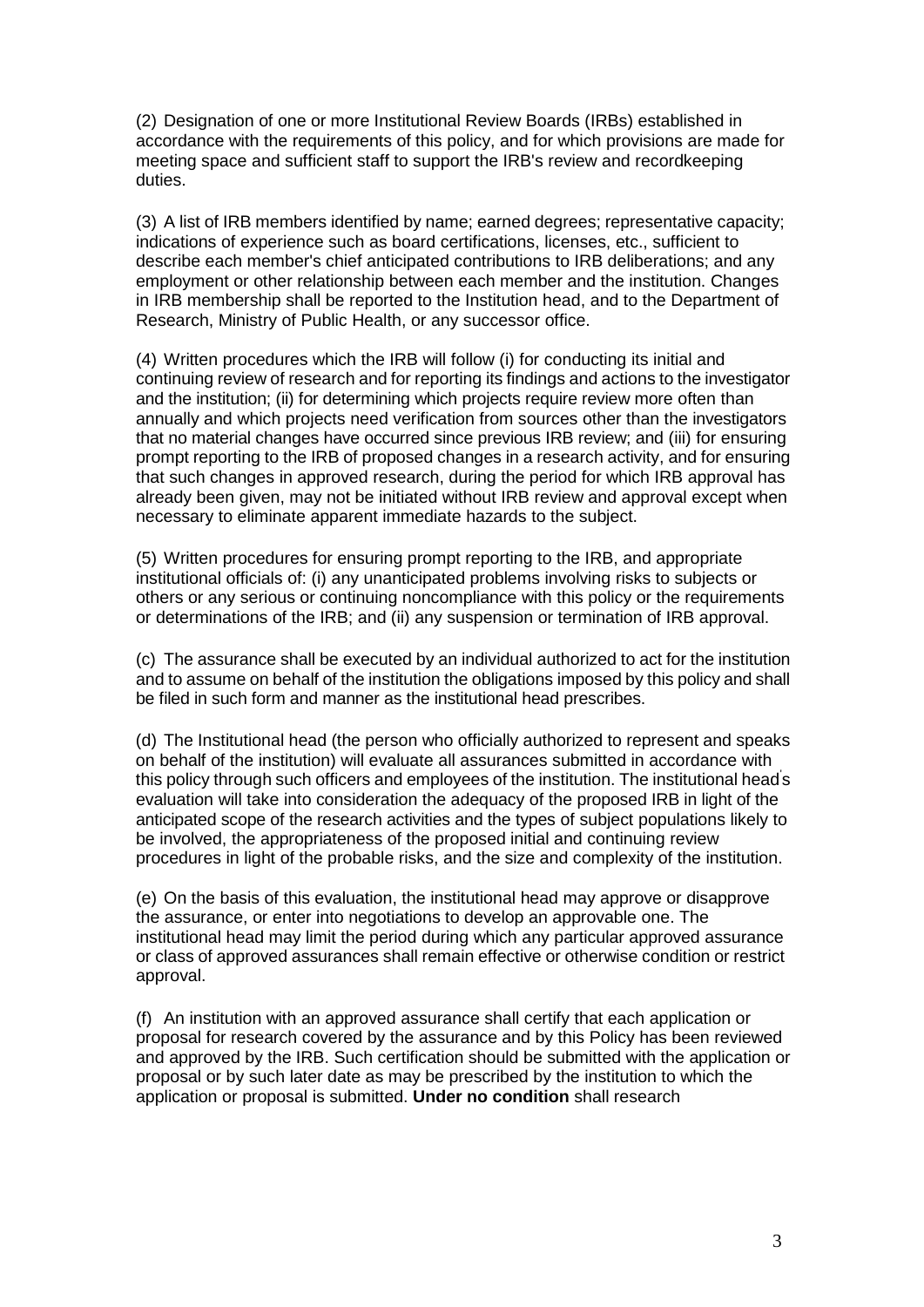(2) Designation of one or more Institutional Review Boards (IRBs) established in accordance with the requirements of this policy, and for which provisions are made for meeting space and sufficient staff to support the IRB's review and recordkeeping duties.

(3) A list of IRB members identified by name; earned degrees; representative capacity; indications of experience such as board certifications, licenses, etc., sufficient to describe each member's chief anticipated contributions to IRB deliberations; and any employment or other relationship between each member and the institution. Changes in IRB membership shall be reported to the Institution head, and to the Department of Research, Ministry of Public Health, or any successor office.

(4) Written procedures which the IRB will follow (i) for conducting its initial and continuing review of research and for reporting its findings and actions to the investigator and the institution; (ii) for determining which projects require review more often than annually and which projects need verification from sources other than the investigators that no material changes have occurred since previous IRB review; and (iii) for ensuring prompt reporting to the IRB of proposed changes in a research activity, and for ensuring that such changes in approved research, during the period for which IRB approval has already been given, may not be initiated without IRB review and approval except when necessary to eliminate apparent immediate hazards to the subject.

(5) Written procedures for ensuring prompt reporting to the IRB, and appropriate institutional officials of: (i) any unanticipated problems involving risks to subjects or others or any serious or continuing noncompliance with this policy or the requirements or determinations of the IRB; and (ii) any suspension or termination of IRB approval.

(c) The assurance shall be executed by an individual authorized to act for the institution and to assume on behalf of the institution the obligations imposed by this policy and shall be filed in such form and manner as the institutional head prescribes.

(d) The Institutional head (the person who officially authorized to represent and speaks on behalf of the institution) will evaluate all assurances submitted in accordance with this policy through such officers and employees of the institution. The institutional head's evaluation will take into consideration the adequacy of the proposed IRB in light of the anticipated scope of the research activities and the types of subject populations likely to be involved, the appropriateness of the proposed initial and continuing review procedures in light of the probable risks, and the size and complexity of the institution.

(e) On the basis of this evaluation, the institutional head may approve or disapprove the assurance, or enter into negotiations to develop an approvable one. The institutional head may limit the period during which any particular approved assurance or class of approved assurances shall remain effective or otherwise condition or restrict approval.

(f) An institution with an approved assurance shall certify that each application or proposal for research covered by the assurance and by this Policy has been reviewed and approved by the IRB. Such certification should be submitted with the application or proposal or by such later date as may be prescribed by the institution to which the application or proposal is submitted. **Under no condition** shall research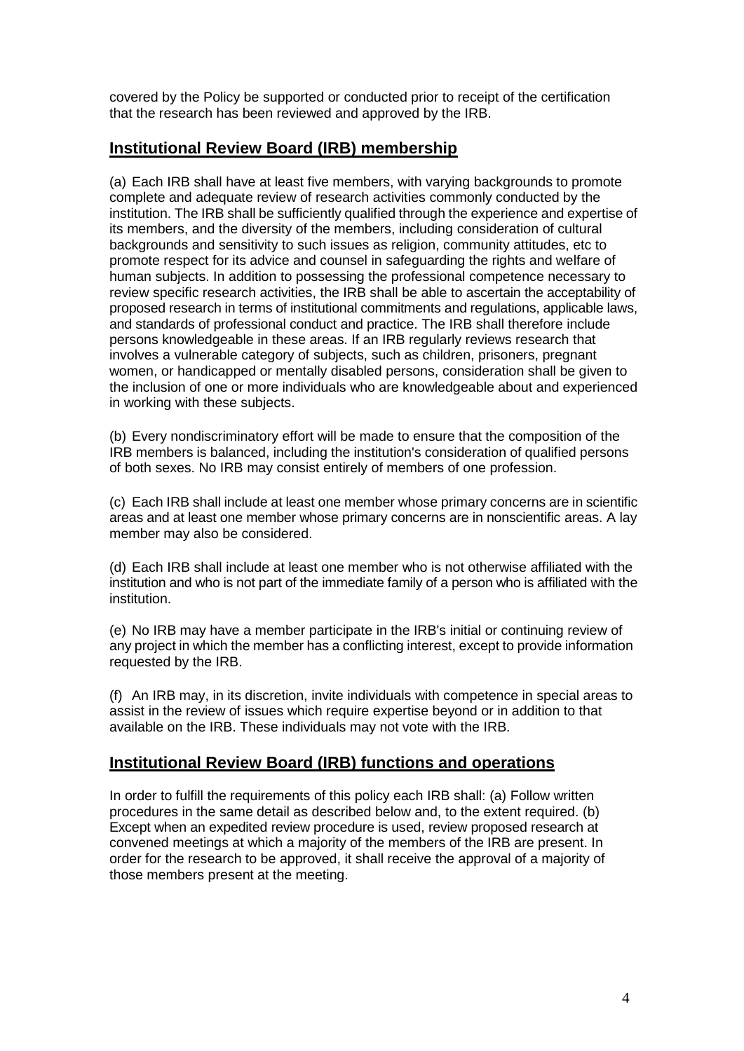covered by the Policy be supported or conducted prior to receipt of the certification that the research has been reviewed and approved by the IRB.

## Institutional Review Board (IRB) membership

(a) Each IRB shall have at least five members, with varying backgrounds to promote complete and adequate review of research activities commonly conducted by the institution. The IRB shall be sufficiently qualified through the experience and expertise of its members, and the diversity of the members, including consideration of cultural backgrounds and sensitivity to such issues as religion, community attitudes, etc to promote respect for its advice and counsel in safeguarding the rights and welfare of human subjects. In addition to possessing the professional competence necessary to review specific research activities, the IRB shall be able to ascertain the acceptability of proposed research in terms of institutional commitments and regulations, applicable laws, and standards of professional conduct and practice. The IRB shall therefore include persons knowledgeable in these areas. If an IRB regularly reviews research that involves a vulnerable category of subjects, such as children, prisoners, pregnant women, or handicapped or mentally disabled persons, consideration shall be given to the inclusion of one or more individuals who are knowledgeable about and experienced in working with these subjects.

(b) Every nondiscriminatory effort will be made to ensure that the composition of the IRB members is balanced, including the institution's consideration of qualified persons of both sexes. No IRB may consist entirely of members of one profession.

(c) Each IRB shall include at least one member whose primary concerns are in scientific areas and at least one member whose primary concerns are in nonscientific areas. A lay member may also be considered.

(d) Each IRB shall include at least one member who is not otherwise affiliated with the institution and who is not part of the immediate family of a person who is affiliated with the institution.

(e) No IRB may have a member participate in the IRB's initial or continuing review of any project in which the member has a conflicting interest, except to provide information requested by the IRB.

(f) An IRB may, in its discretion, invite individuals with competence in special areas to assist in the review of issues which require expertise beyond or in addition to that available on the IRB. These individuals may not vote with the IRB.

## Institutional Review Board (IRB) functions and operations

In order to fulfill the requirements of this policy each IRB shall: (a) Follow written procedures in the same detail as described below and, to the extent required. (b) Except when an expedited review procedure is used, review proposed research at convened meetings at which a majority of the members of the IRB are present. In order for the research to be approved, it shall receive the approval of a majority of those members present at the meeting.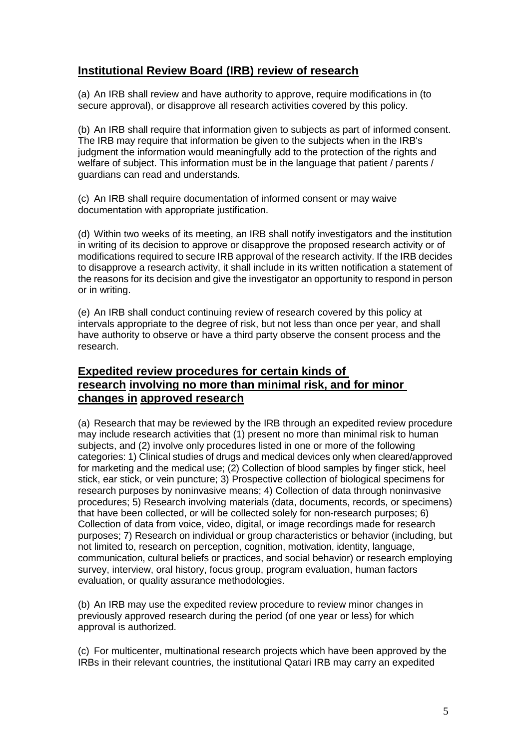## Institutional Review Board (IRB) review of research

(a) An IRB shall review and have authority to approve, require modifications in (to secure approval), or disapprove all research activities covered by this policy.

(b) An IRB shall require that information given to subjects as part of informed consent. The IRB may require that information be given to the subjects when in the IRB's judgment the information would meaningfully add to the protection of the rights and welfare of subject. This information must be in the language that patient / parents / guardians can read and understands.

(c) An IRB shall require documentation of informed consent or may waive documentation with appropriate justification.

(d) Within two weeks of its meeting, an IRB shall notify investigators and the institution in writing of its decision to approve or disapprove the proposed research activity or of modifications required to secure IRB approval of the research activity. If the IRB decides to disapprove a research activity, it shall include in its written notification a statement of the reasons for its decision and give the investigator an opportunity to respond in person or in writing.

(e) An IRB shall conduct continuing review of research covered by this policy at intervals appropriate to the degree of risk, but not less than once per year, and shall have authority to observe or have a third party observe the consent process and the research.

## Expedited review procedures for certain kinds of research involving no more than minimal risk, and for minor changes in approved research

(a) Research that may be reviewed by the IRB through an expedited review procedure may include research activities that (1) present no more than minimal risk to human subjects, and (2) involve only procedures listed in one or more of the following categories: 1) Clinical studies of drugs and medical devices only when cleared/approved for marketing and the medical use; (2) Collection of blood samples by finger stick, heel stick, ear stick, or vein puncture; 3) Prospective collection of biological specimens for research purposes by noninvasive means; 4) Collection of data through noninvasive procedures; 5) Research involving materials (data, documents, records, or specimens) that have been collected, or will be collected solely for non-research purposes; 6) Collection of data from voice, video, digital, or image recordings made for research purposes; 7) Research on individual or group characteristics or behavior (including, but not limited to, research on perception, cognition, motivation, identity, language, communication, cultural beliefs or practices, and social behavior) or research employing survey, interview, oral history, focus group, program evaluation, human factors evaluation, or quality assurance methodologies.

(b) An IRB may use the expedited review procedure to review minor changes in previously approved research during the period (of one year or less) for which approval is authorized.

(c) For multicenter, multinational research projects which have been approved by the IRBs in their relevant countries, the institutional Qatari IRB may carry an expedited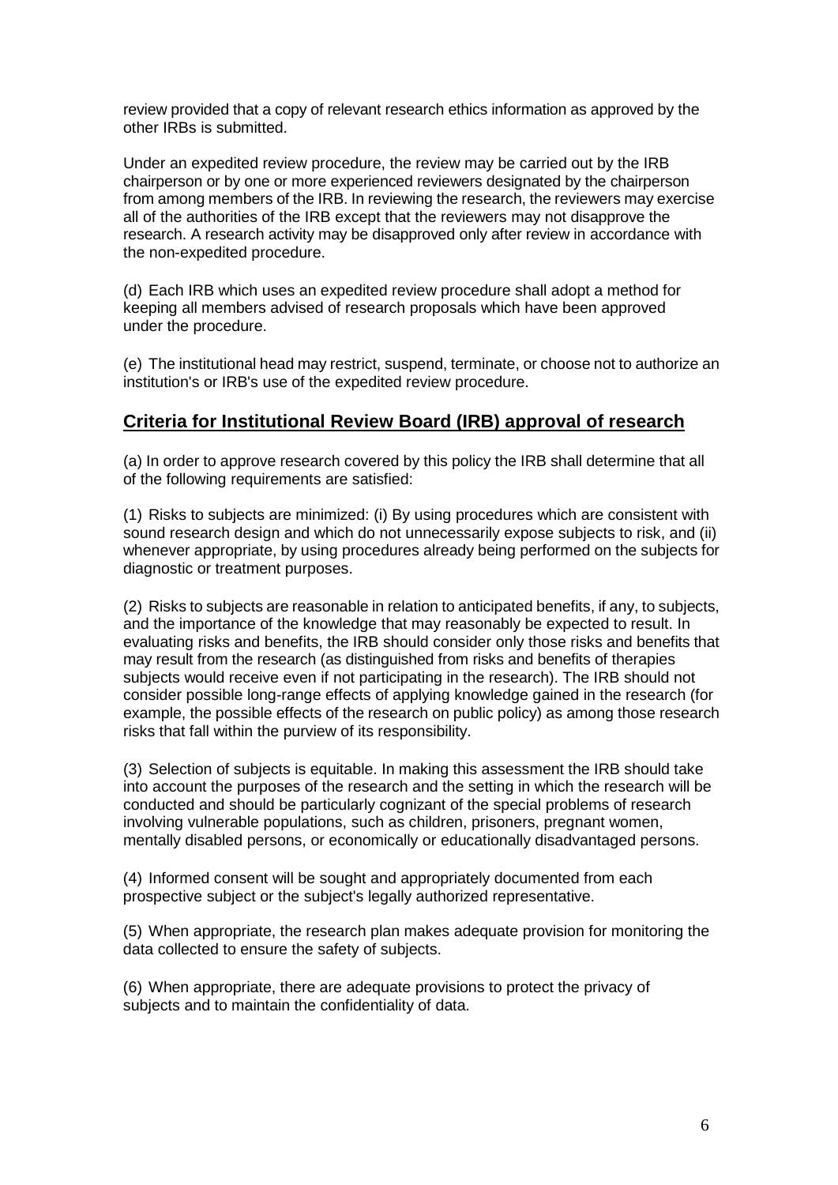review provided that a copy of relevant research ethics information as approved by the other IRBs is submitted.

Under an expedited review procedure, the review may be carried out by the IRB chairperson or by one or more experienced reviewers designated by the chairperson from among members of the IRB. In reviewing the research, the reviewers may exercise all of the authorities of the IRB except that the reviewers may not disapprove the research. A research activity may be disapproved only after review in accordance with the non-expedited procedure.

(d) Each IRB which uses an expedited review procedure shall adopt a method for keeping all members advised of research proposals which have been approved under the procedure.

(e) The institutional head may restrict, suspend, terminate, or choose not to authorize an institution's or IRB's use of the expedited review procedure.

## **Criteria for Institutional Review Board (IRB) approval of research**

(a) In order to approve research covered by this policy the IRB shall determine that all of the following requirements are satisfied:

(1) Risks to subjects are minimized: (i) By using procedures which are consistent with sound research design and which do not unnecessarily expose subjects to risk, and (ii) whenever appropriate, by using procedures already being performed on the subjects for diagnostic or treatment purposes.

(2) Risks to subjects are reasonable in relation to anticipated benefits, if any, to subjects, and the importance of the knowledge that may reasonably be expected to result. In evaluating risks and benefits, the IRB should consider only those risks and benefits that may result from the research (as distinguished from risks and benefits of therapies subjects would receive even if not participating in the research). The IRB should not consider possible long-range effects of applying knowledge gained in the research (for example, the possible effects of the research on public policy) as among those research risks that fall within the purview of its responsibility.

(3) Selection of subjects is equitable. In making this assessment the IRB should take into account the purposes of the research and the setting in which the research will be conducted and should be particularly cognizant of the special problems of research involving vulnerable populations, such as children, prisoners, pregnant women, mentally disabled persons, or economically or educationally disadvantaged persons.

(4) Informed consent will be sought and appropriately documented from each prospective subject or the subject's legally authorized representative.

(5) When appropriate, the research plan makes adequate provision for monitoring the data collected to ensure the safety of subjects.

(6) When appropriate, there are adequate provisions to protect the privacy of subjects and to maintain the confidentiality of data.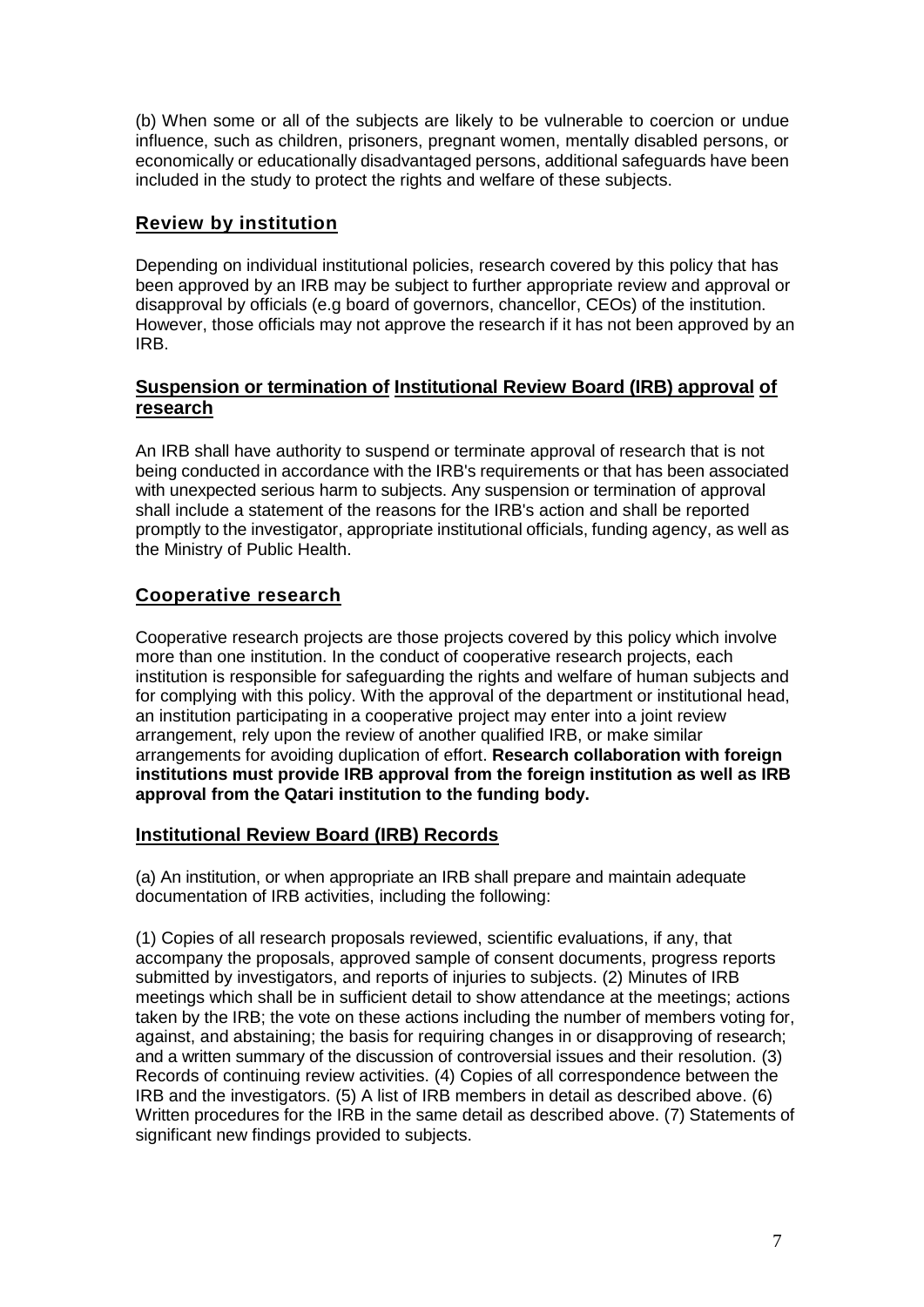(b) When some or all of the subjects are likely to be vulnerable to coercion or undue influence, such as children, prisoners, pregnant women, mentally disabled persons, or economically or educationally disadvantaged persons, additional safeguards have been included in the study to protect the rights and welfare of these subjects.

## Review by institution

Depending on individual institutional policies, research covered by this policy that has been approved by an IRB may be subject to further appropriate review and approval or disapproval by officials (e.g board of governors, chancellor, CEOs) of the institution. However, those officials may not approve the research if it has not been approved by an IRB.

## Suspension or termination of Institutional Review Board (IRB) approval of research

An IRB shall have authority to suspend or terminate approval of research that is not being conducted in accordance with the IRB's requirements or that has been associated with unexpected serious harm to subjects. Any suspension or termination of approval shall include a statement of the reasons for the IRB's action and shall be reported promptly to the investigator, appropriate institutional officials, funding agency, as well as the Ministry of Public Health.

## Cooperative research

Cooperative research projects are those projects covered by this policy which involve more than one institution. In the conduct of cooperative research projects, each institution is responsible for safeguarding the rights and welfare of human subjects and for complying with this policy. With the approval of the department or institutional head, an institution participating in a cooperative project may enter into a joint review arrangement, rely upon the review of another qualified IRB, or make similar arrangements for avoiding duplication of effort. **Research collaboration with foreign institutions must provide IRB approval from the foreign institution as well as IRB approval from the Qatari institution to the funding body.**

## Institutional Review Board (IRB) Records

(a) An institution, or when appropriate an IRB shall prepare and maintain adequate documentation of IRB activities, including the following:

(1) Copies of all research proposals reviewed, scientific evaluations, if any, that accompany the proposals, approved sample of consent documents, progress reports submitted by investigators, and reports of injuries to subjects. (2) Minutes of IRB meetings which shall be in sufficient detail to show attendance at the meetings; actions taken by the IRB; the vote on these actions including the number of members voting for, against, and abstaining; the basis for requiring changes in or disapproving of research; and a written summary of the discussion of controversial issues and their resolution. (3) Records of continuing review activities. (4) Copies of all correspondence between the IRB and the investigators. (5) A list of IRB members in detail as described above. (6) Written procedures for the IRB in the same detail as described above. (7) Statements of significant new findings provided to subjects.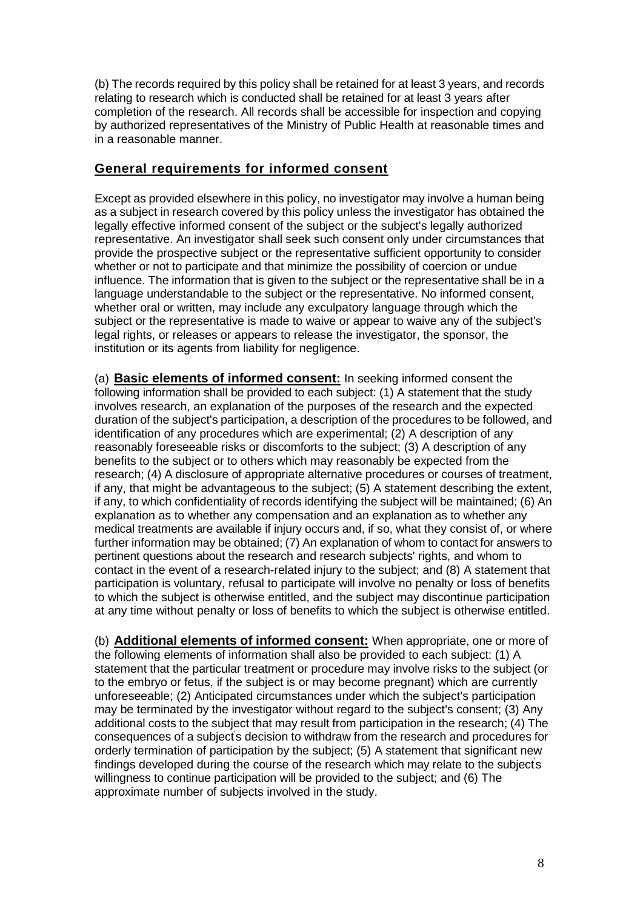(b) The records required by this policy shall be retained for at least 3 years, and records relating to research which is conducted shall be retained for at least 3 years after completion of the research. All records shall be accessible for inspection and copying by authorized representatives of the Ministry of Public Health at reasonable times and in a reasonable manner.

## General requirements for informed consent

Except as provided elsewhere in this policy, no investigator may involve a human being as a subject in research covered by this policy unless the investigator has obtained the legally effective informed consent of the subject or the subject's legally authorized representative. An investigator shall seek such consent only under circumstances that provide the prospective subject or the representative sufficient opportunity to consider whether or not to participate and that minimize the possibility of coercion or undue influence. The information that is given to the subject or the representative shall be in a language understandable to the subject or the representative. No informed consent, whether oral or written, may include any exculpatory language through which the subject or the representative is made to waive or appear to waive any of the subject's legal rights, or releases or appears to release the investigator, the sponsor, the institution or its agents from liability for negligence.

(a) **Basic elements of informed consent:** In seeking informed consent the following information shall be provided to each subject: (1) A statement that the study involves research, an explanation of the purposes of the research and the expected duration of the subject's participation, a description of the procedures to be followed, and identification of any procedures which are experimental; (2) A description of any reasonably foreseeable risks or discomforts to the subject; (3) A description of any benefits to the subject or to others which may reasonably be expected from the research; (4) A disclosure of appropriate alternative procedures or courses of treatment, if any, that might be advantageous to the subject; (5) A statement describing the extent, if any, to which confidentiality of records identifying the subject will be maintained; (6) An explanation as to whether any compensation and an explanation as to whether any medical treatments are available if injury occurs and, if so, what they consist of, or where further information may be obtained; (7) An explanation of whom to contact for answers to pertinent questions about the research and research subjects' rights, and whom to contact in the event of a research-related injury to the subject; and (8) A statement that participation is voluntary, refusal to participate will involve no penalty or loss of benefits to which the subject is otherwise entitled, and the subject may discontinue participation at any time without penalty or loss of benefits to which the subject is otherwise entitled.

(b) **Additional elements of informed consent:** When appropriate, one or more of the following elements of information shall also be provided to each subject: (1) A statement that the particular treatment or procedure may involve risks to the subject (or to the embryo or fetus, if the subject is or may become pregnant) which are currently unforeseeable; (2) Anticipated circumstances under which the subject's participation may be terminated by the investigator without regard to the subject's consent; (3) Any additional costs to the subject that may result from participation in the research; (4) The consequences of a subject's decision to withdraw from the research and procedures for orderly termination of participation by the subject; (5) A statement that significant new findings developed during the course of the research which may relate to the subject's willingness to continue participation will be provided to the subject; and (6) The approximate number of subjects involved in the study.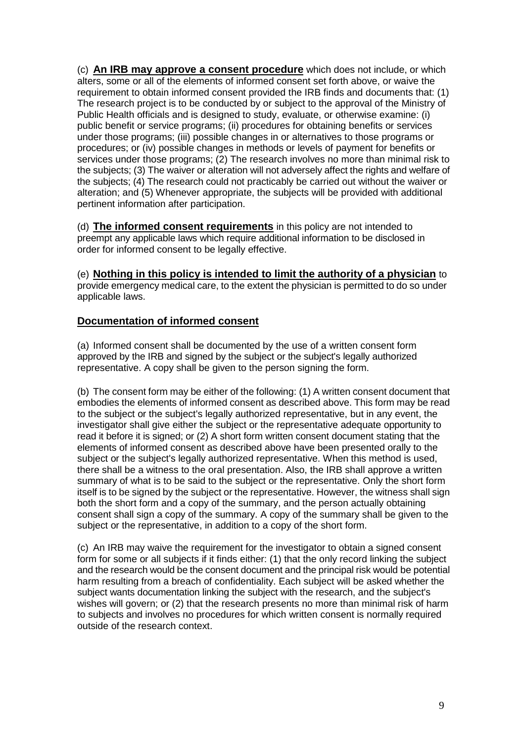(c) **<u>An IRB may approve a consent procedure</u>** which does not include, or which alters, some or all of the elements of informed consent set forth above, or waive the requirement to obtain informed consent provided the IRB finds and documents that: (1) The research project is to be conducted by or subject to the approval of the Ministry of Public Health officials and is designed to study, evaluate, or otherwise examine: (i) public benefit or service programs; (ii) procedures for obtaining benefits or services under those programs; (iii) possible changes in or alternatives to those programs or procedures; or (iv) possible changes in methods or levels of payment for benefits or services under those programs; (2) The research involves no more than minimal risk to the subjects; (3) The waiver or alteration will not adversely affect the rights and welfare of the subjects; (4) The research could not practicably be carried out without the waiver or alteration; and (5) Whenever appropriate, the subjects will be provided with additional pertinent information after participation.

(d) **<u>The informed consent requirements</u>** in this policy are not intended to preempt any applicable laws which require additional information to be disclosed in order for informed consent to be legally effective.

(e) **<u>Nothing in this policy is intended to limit the authority of a physician</u>** to provide emergency medical care, to the extent the physician is permitted to do so under applicable laws.

## <u>Documentation of informed consent</u>

(a) Informed consent shall be documented by the use of a written consent form approved by the IRB and signed by the subject or the subject's legally authorized representative. A copy shall be given to the person signing the form.

(b) The consent form may be either of the following: (1) A written consent document that embodies the elements of informed consent as described above. This form may be read to the subject or the subject's legally authorized representative, but in any event, the investigator shall give either the subject or the representative adequate opportunity to read it before it is signed; or (2) A short form written consent document stating that the elements of informed consent as described above have been presented orally to the subject or the subject's legally authorized representative. When this method is used, there shall be a witness to the oral presentation. Also, the IRB shall approve a written summary of what is to be said to the subject or the representative. Only the short form itself is to be signed by the subject or the representative. However, the witness shall sign both the short form and a copy of the summary, and the person actually obtaining consent shall sign a copy of the summary. A copy of the summary shall be given to the subject or the representative, in addition to a copy of the short form.

(c) An IRB may waive the requirement for the investigator to obtain a signed consent form for some or all subjects if it finds either: (1) that the only record linking the subject and the research would be the consent document and the principal risk would be potential harm resulting from a breach of confidentiality. Each subject will be asked whether the subject wants documentation linking the subject with the research, and the subject's wishes will govern; or (2) that the research presents no more than minimal risk of harm to subjects and involves no procedures for which written consent is normally required outside of the research context.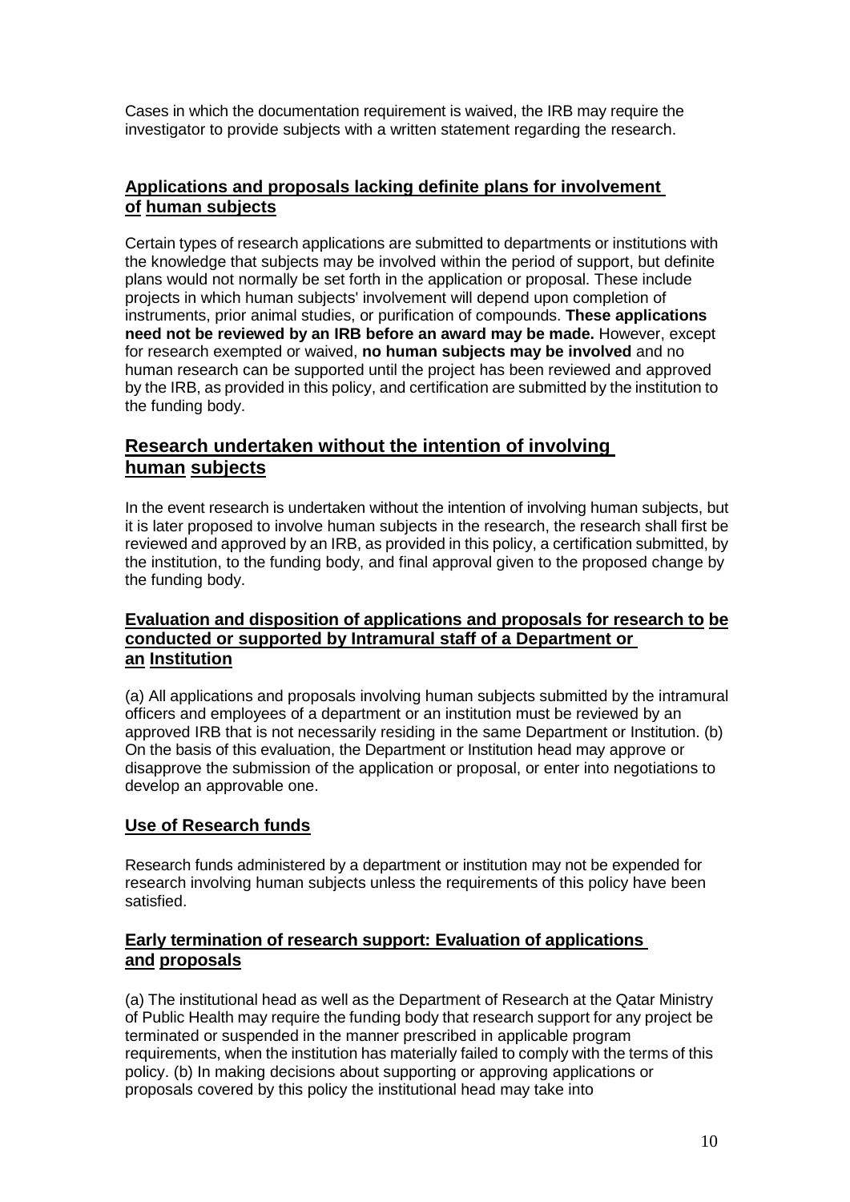Cases in which the documentation requirement is waived, the IRB may require the investigator to provide subjects with a written statement regarding the research.

### Applications and proposals lacking definite plans for involvement of human subjects

Certain types of research applications are submitted to departments or institutions with the knowledge that subjects may be involved within the period of support, but definite plans would not normally be set forth in the application or proposal. These include projects in which human subjects' involvement will depend upon completion of instruments, prior animal studies, or purification of compounds. **These applications need not be reviewed by an IRB before an award may be made.** However, except for research exempted or waived, **no human subjects may be involved** and no human research can be supported until the project has been reviewed and approved by the IRB, as provided in this policy, and certification are submitted by the institution to the funding body.

## Research undertaken without the intention of involving human subjects

In the event research is undertaken without the intention of involving human subjects, but it is later proposed to involve human subjects in the research, the research shall first be reviewed and approved by an IRB, as provided in this policy, a certification submitted, by the institution, to the funding body, and final approval given to the proposed change by the funding body.

### Evaluation and disposition of applications and proposals for research to be conducted or supported by Intramural staff of a Department or an Institution

(a) All applications and proposals involving human subjects submitted by the intramural officers and employees of a department or an institution must be reviewed by an approved IRB that is not necessarily residing in the same Department or Institution. (b) On the basis of this evaluation, the Department or Institution head may approve or disapprove the submission of the application or proposal, or enter into negotiations to develop an approvable one.

### Use of Research funds

Research funds administered by a department or institution may not be expended for research involving human subjects unless the requirements of this policy have been satisfied.

### Early termination of research support: Evaluation of applications and proposals

(a) The institutional head as well as the Department of Research at the Qatar Ministry of Public Health may require the funding body that research support for any project be terminated or suspended in the manner prescribed in applicable program requirements, when the institution has materially failed to comply with the terms of this policy. (b) In making decisions about supporting or approving applications or proposals covered by this policy the institutional head may take into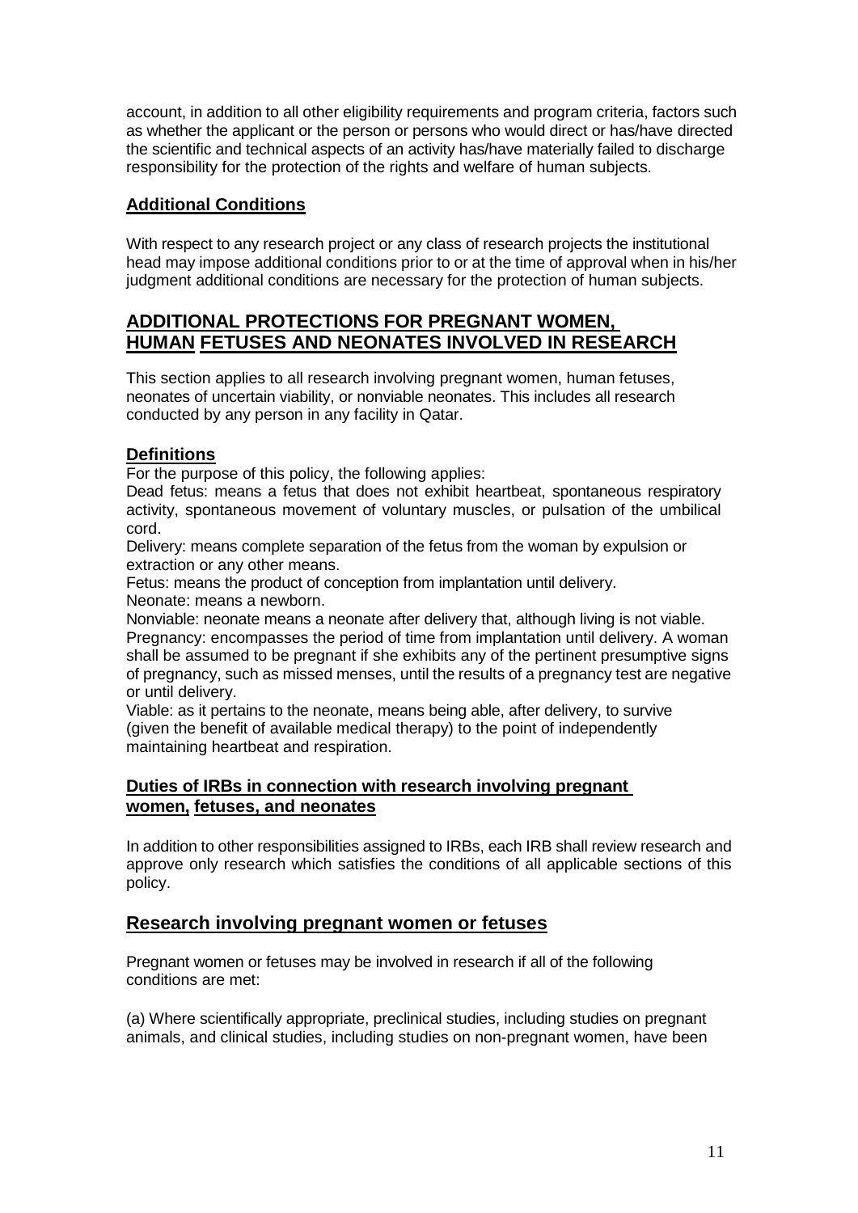account, in addition to all other eligibility requirements and program criteria, factors such as whether the applicant or the person or persons who would direct or has/have directed the scientific and technical aspects of an activity has/have materially failed to discharge responsibility for the protection of the rights and welfare of human subjects.

### Additional Conditions

With respect to any research project or any class of research projects the institutional head may impose additional conditions prior to or at the time of approval when in his/her judgment additional conditions are necessary for the protection of human subjects.

## ADDITIONAL PROTECTIONS FOR PREGNANT WOMEN, HUMAN FETUSES AND NEONATES INVOLVED IN RESEARCH

This section applies to all research involving pregnant women, human fetuses, neonates of uncertain viability, or nonviable neonates. This includes all research conducted by any person in any facility in Qatar.

### Definitions

For the purpose of this policy, the following applies:

Dead fetus: means a fetus that does not exhibit heartbeat, spontaneous respiratory activity, spontaneous movement of voluntary muscles, or pulsation of the umbilical cord.

Delivery: means complete separation of the fetus from the woman by expulsion or extraction or any other means.

Fetus: means the product of conception from implantation until delivery.

Neonate: means a newborn.

Nonviable: neonate means a neonate after delivery that, although living is not viable.

Pregnancy: encompasses the period of time from implantation until delivery. A woman shall be assumed to be pregnant if she exhibits any of the pertinent presumptive signs of pregnancy, such as missed menses, until the results of a pregnancy test are negative or until delivery.

Viable: as it pertains to the neonate, means being able, after delivery, to survive (given the benefit of available medical therapy) to the point of independently maintaining heartbeat and respiration.

### Duties of IRBs in connection with research involving pregnant women, fetuses, and neonates

In addition to other responsibilities assigned to IRBs, each IRB shall review research and approve only research which satisfies the conditions of all applicable sections of this policy.

## Research involving pregnant women or fetuses

Pregnant women or fetuses may be involved in research if all of the following conditions are met:

(a) Where scientifically appropriate, preclinical studies, including studies on pregnant animals, and clinical studies, including studies on non-pregnant women, have been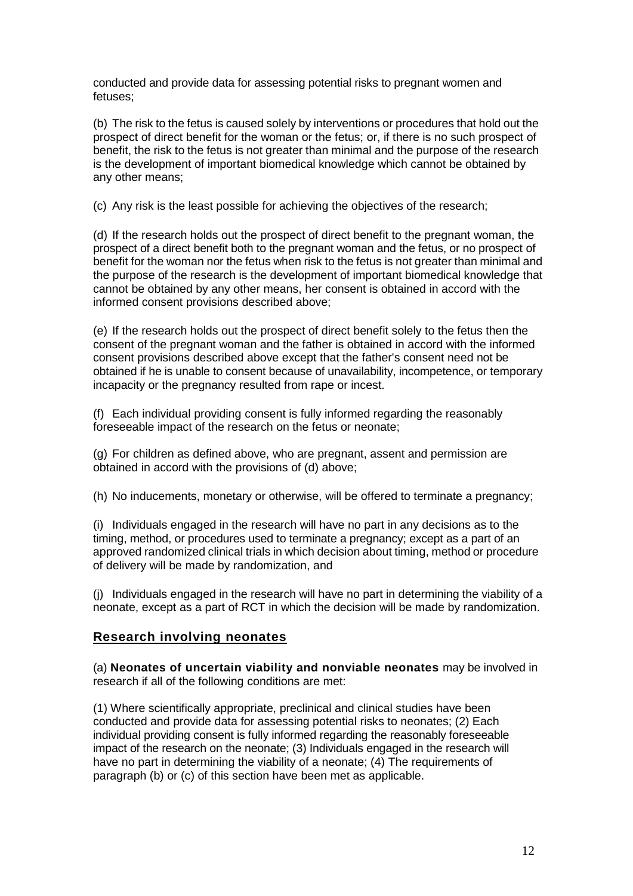conducted and provide data for assessing potential risks to pregnant women and fetuses;

(b) The risk to the fetus is caused solely by interventions or procedures that hold out the prospect of direct benefit for the woman or the fetus; or, if there is no such prospect of benefit, the risk to the fetus is not greater than minimal and the purpose of the research is the development of important biomedical knowledge which cannot be obtained by any other means;

(c) Any risk is the least possible for achieving the objectives of the research;

(d) If the research holds out the prospect of direct benefit to the pregnant woman, the prospect of a direct benefit both to the pregnant woman and the fetus, or no prospect of benefit for the woman nor the fetus when risk to the fetus is not greater than minimal and the purpose of the research is the development of important biomedical knowledge that cannot be obtained by any other means, her consent is obtained in accord with the informed consent provisions described above;

(e) If the research holds out the prospect of direct benefit solely to the fetus then the consent of the pregnant woman and the father is obtained in accord with the informed consent provisions described above except that the father's consent need not be obtained if he is unable to consent because of unavailability, incompetence, or temporary incapacity or the pregnancy resulted from rape or incest.

(f) Each individual providing consent is fully informed regarding the reasonably foreseeable impact of the research on the fetus or neonate;

(g) For children as defined above, who are pregnant, assent and permission are obtained in accord with the provisions of (d) above;

(h) No inducements, monetary or otherwise, will be offered to terminate a pregnancy;

(i) Individuals engaged in the research will have no part in any decisions as to the timing, method, or procedures used to terminate a pregnancy; except as a part of an approved randomized clinical trials in which decision about timing, method or procedure of delivery will be made by randomization, and

(j) Individuals engaged in the research will have no part in determining the viability of a neonate, except as a part of RCT in which the decision will be made by randomization.

## Research involving neonates

(a) **Neonates of uncertain viability and nonviable neonates** may be involved in research if all of the following conditions are met:

(1) Where scientifically appropriate, preclinical and clinical studies have been conducted and provide data for assessing potential risks to neonates; (2) Each individual providing consent is fully informed regarding the reasonably foreseeable impact of the research on the neonate; (3) Individuals engaged in the research will have no part in determining the viability of a neonate; (4) The requirements of paragraph (b) or (c) of this section have been met as applicable.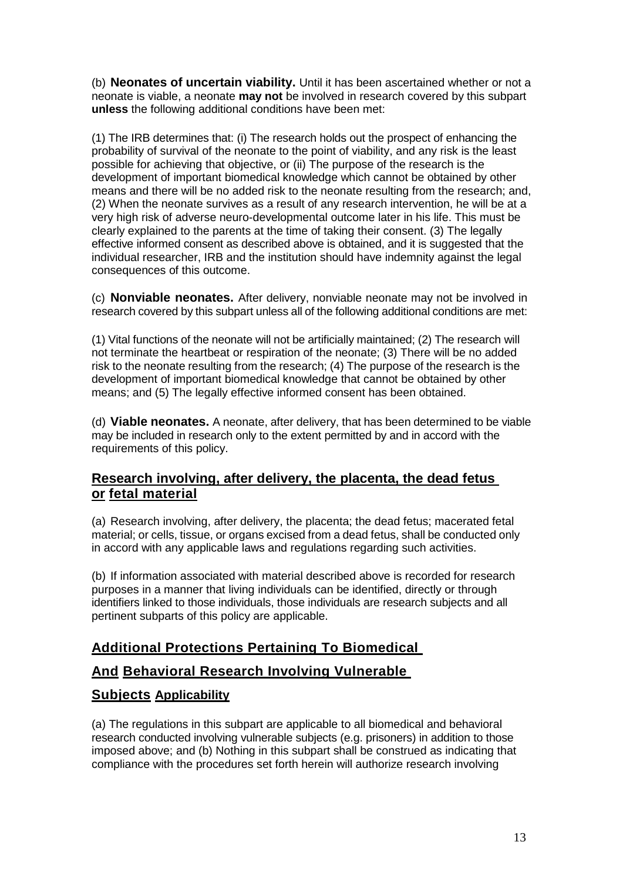(b) **Neonates of uncertain viability.** Until it has been ascertained whether or not a neonate is viable, a neonate **may not** be involved in research covered by this subpart **unless** the following additional conditions have been met:

(1) The IRB determines that: (i) The research holds out the prospect of enhancing the probability of survival of the neonate to the point of viability, and any risk is the least possible for achieving that objective, or (ii) The purpose of the research is the development of important biomedical knowledge which cannot be obtained by other means and there will be no added risk to the neonate resulting from the research; and, (2) When the neonate survives as a result of any research intervention, he will be at a very high risk of adverse neuro-developmental outcome later in his life. This must be clearly explained to the parents at the time of taking their consent. (3) The legally effective informed consent as described above is obtained, and it is suggested that the individual researcher, IRB and the institution should have indemnity against the legal consequences of this outcome.

(c) **Nonviable neonates.** After delivery, nonviable neonate may not be involved in research covered by this subpart unless all of the following additional conditions are met:

(1) Vital functions of the neonate will not be artificially maintained; (2) The research will not terminate the heartbeat or respiration of the neonate; (3) There will be no added risk to the neonate resulting from the research; (4) The purpose of the research is the development of important biomedical knowledge that cannot be obtained by other means; and (5) The legally effective informed consent has been obtained.

(d) **Viable neonates.** A neonate, after delivery, that has been determined to be viable may be included in research only to the extent permitted by and in accord with the requirements of this policy.

## Research involving, after delivery, the placenta, the dead fetus or fetal material

(a) Research involving, after delivery, the placenta; the dead fetus; macerated fetal material; or cells, tissue, or organs excised from a dead fetus, shall be conducted only in accord with any applicable laws and regulations regarding such activities.

(b) If information associated with material described above is recorded for research purposes in a manner that living individuals can be identified, directly or through identifiers linked to those individuals, those individuals are research subjects and all pertinent subparts of this policy are applicable.

## Additional Protections Pertaining To Biomedical And Behavioral Research Involving Vulnerable Subjects

### Applicability

(a) The regulations in this subpart are applicable to all biomedical and behavioral research conducted involving vulnerable subjects (e.g. prisoners) in addition to those imposed above; and (b) Nothing in this subpart shall be construed as indicating that compliance with the procedures set forth herein will authorize research involving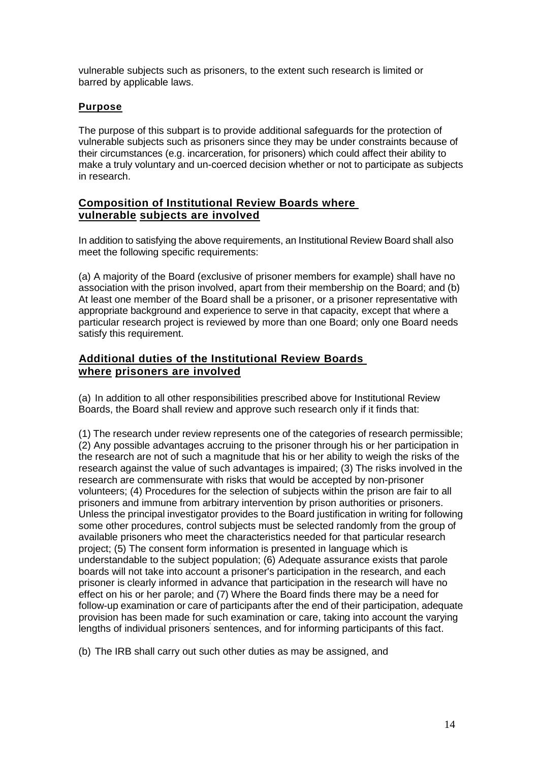vulnerable subjects such as prisoners, to the extent such research is limited or barred by applicable laws.

## Purpose

The purpose of this subpart is to provide additional safeguards for the protection of vulnerable subjects such as prisoners since they may be under constraints because of their circumstances (e.g. incarceration, for prisoners) which could affect their ability to make a truly voluntary and un-coerced decision whether or not to participate as subjects in research.

## Composition of Institutional Review Boards where vulnerable subjects are involved

In addition to satisfying the above requirements, an Institutional Review Board shall also meet the following specific requirements:

(a) A majority of the Board (exclusive of prisoner members for example) shall have no association with the prison involved, apart from their membership on the Board; and (b) At least one member of the Board shall be a prisoner, or a prisoner representative with appropriate background and experience to serve in that capacity, except that where a particular research project is reviewed by more than one Board; only one Board needs satisfy this requirement.

## Additional duties of the Institutional Review Boards where prisoners are involved

(a) In addition to all other responsibilities prescribed above for Institutional Review Boards, the Board shall review and approve such research only if it finds that:

(1) The research under review represents one of the categories of research permissible; (2) Any possible advantages accruing to the prisoner through his or her participation in the research are not of such a magnitude that his or her ability to weigh the risks of the research against the value of such advantages is impaired; (3) The risks involved in the research are commensurate with risks that would be accepted by non-prisoner volunteers; (4) Procedures for the selection of subjects within the prison are fair to all prisoners and immune from arbitrary intervention by prison authorities or prisoners. Unless the principal investigator provides to the Board justification in writing for following some other procedures, control subjects must be selected randomly from the group of available prisoners who meet the characteristics needed for that particular research project; (5) The consent form information is presented in language which is understandable to the subject population; (6) Adequate assurance exists that parole boards will not take into account a prisoner's participation in the research, and each prisoner is clearly informed in advance that participation in the research will have no effect on his or her parole; and (7) Where the Board finds there may be a need for follow-up examination or care of participants after the end of their participation, adequate provision has been made for such examination or care, taking into account the varying lengths of individual prisoners' sentences, and for informing participants of this fact.

(b) The IRB shall carry out such other duties as may be assigned, and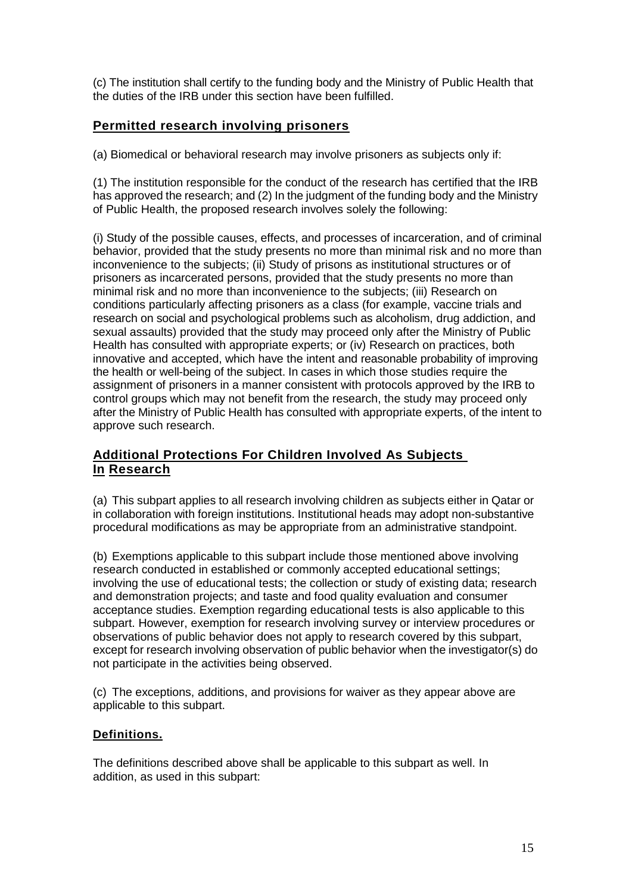(c) The institution shall certify to the funding body and the Ministry of Public Health that the duties of the IRB under this section have been fulfilled.

## **Permitted research involving prisoners**

(a) Biomedical or behavioral research may involve prisoners as subjects only if:

(1) The institution responsible for the conduct of the research has certified that the IRB has approved the research; and (2) In the judgment of the funding body and the Ministry of Public Health, the proposed research involves solely the following:

(i) Study of the possible causes, effects, and processes of incarceration, and of criminal behavior, provided that the study presents no more than minimal risk and no more than inconvenience to the subjects; (ii) Study of prisons as institutional structures or of prisoners as incarcerated persons, provided that the study presents no more than minimal risk and no more than inconvenience to the subjects; (iii) Research on conditions particularly affecting prisoners as a class (for example, vaccine trials and research on social and psychological problems such as alcoholism, drug addiction, and sexual assaults) provided that the study may proceed only after the Ministry of Public Health has consulted with appropriate experts; or (iv) Research on practices, both innovative and accepted, which have the intent and reasonable probability of improving the health or well-being of the subject. In cases in which those studies require the assignment of prisoners in a manner consistent with protocols approved by the IRB to control groups which may not benefit from the research, the study may proceed only after the Ministry of Public Health has consulted with appropriate experts, of the intent to approve such research.

## **Additional Protections For Children Involved As Subjects In Research**

(a) This subpart applies to all research involving children as subjects either in Qatar or in collaboration with foreign institutions. Institutional heads may adopt non-substantive procedural modifications as may be appropriate from an administrative standpoint.

(b) Exemptions applicable to this subpart include those mentioned above involving research conducted in established or commonly accepted educational settings; involving the use of educational tests; the collection or study of existing data; research and demonstration projects; and taste and food quality evaluation and consumer acceptance studies. Exemption regarding educational tests is also applicable to this subpart. However, exemption for research involving survey or interview procedures or observations of public behavior does not apply to research covered by this subpart, except for research involving observation of public behavior when the investigator(s) do not participate in the activities being observed.

(c) The exceptions, additions, and provisions for waiver as they appear above are applicable to this subpart.

### **Definitions.**

The definitions described above shall be applicable to this subpart as well. In addition, as used in this subpart: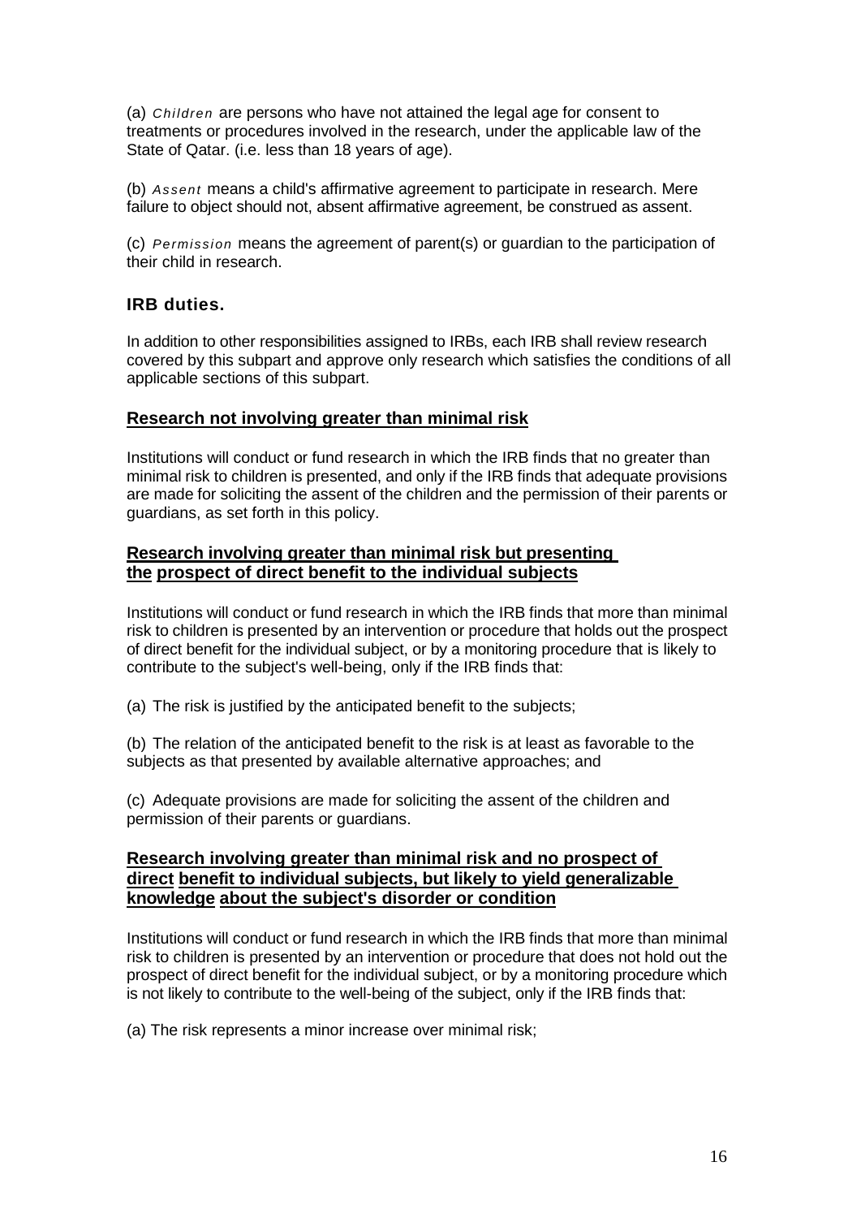(a) *Children* are persons who have not attained the legal age for consent to treatments or procedures involved in the research, under the applicable law of the State of Qatar. (i.e. less than 18 years of age).

(b) *Assent* means a child's affirmative agreement to participate in research. Mere failure to object should not, absent affirmative agreement, be construed as assent.

(c) *Permission* means the agreement of parent(s) or guardian to the participation of their child in research.

### IRB duties.

In addition to other responsibilities assigned to IRBs, each IRB shall review research covered by this subpart and approve only research which satisfies the conditions of all applicable sections of this subpart.

### Research not involving greater than minimal risk

Institutions will conduct or fund research in which the IRB finds that no greater than minimal risk to children is presented, and only if the IRB finds that adequate provisions are made for soliciting the assent of the children and the permission of their parents or guardians, as set forth in this policy.

### Research involving greater than minimal risk but presenting the prospect of direct benefit to the individual subjects

Institutions will conduct or fund research in which the IRB finds that more than minimal risk to children is presented by an intervention or procedure that holds out the prospect of direct benefit for the individual subject, or by a monitoring procedure that is likely to contribute to the subject's well-being, only if the IRB finds that:

(a) The risk is justified by the anticipated benefit to the subjects;

(b) The relation of the anticipated benefit to the risk is at least as favorable to the subjects as that presented by available alternative approaches; and

(c) Adequate provisions are made for soliciting the assent of the children and permission of their parents or guardians.

### Research involving greater than minimal risk and no prospect of direct benefit to individual subjects, but likely to yield generalizable knowledge about the subject's disorder or condition

Institutions will conduct or fund research in which the IRB finds that more than minimal risk to children is presented by an intervention or procedure that does not hold out the prospect of direct benefit for the individual subject, or by a monitoring procedure which is not likely to contribute to the well-being of the subject, only if the IRB finds that:

(a) The risk represents a minor increase over minimal risk;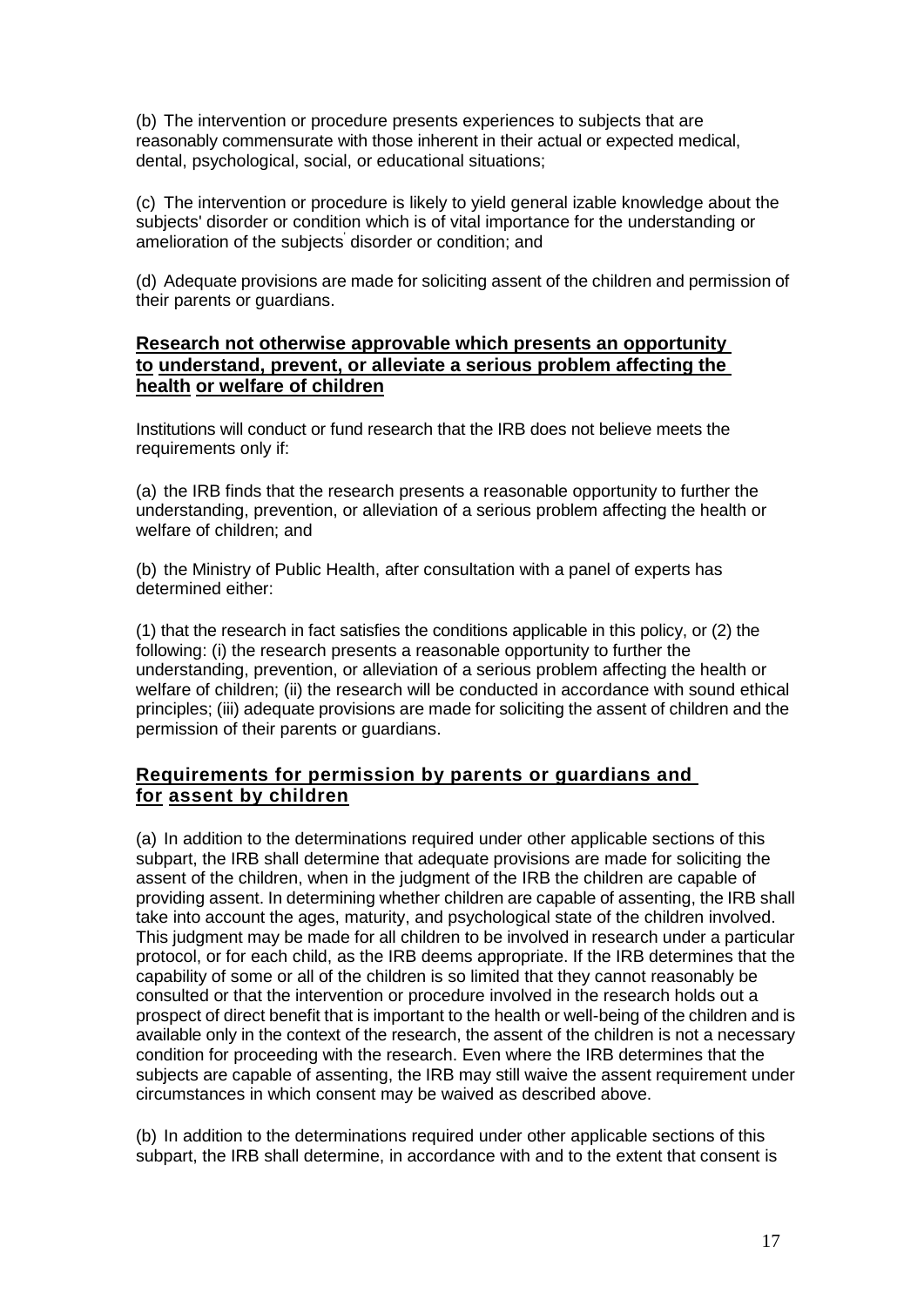(b) The intervention or procedure presents experiences to subjects that are reasonably commensurate with those inherent in their actual or expected medical, dental, psychological, social, or educational situations;

(c) The intervention or procedure is likely to yield general izable knowledge about the subjects' disorder or condition which is of vital importance for the understanding or amelioration of the subjects' disorder or condition; and

(d) Adequate provisions are made for soliciting assent of the children and permission of their parents or guardians.

## Research not otherwise approvable which presents an opportunity to understand, prevent, or alleviate a serious problem affecting the health or welfare of children

Institutions will conduct or fund research that the IRB does not believe meets the requirements only if:

(a) the IRB finds that the research presents a reasonable opportunity to further the understanding, prevention, or alleviation of a serious problem affecting the health or welfare of children; and

(b) the Ministry of Public Health, after consultation with a panel of experts has determined either:

(1) that the research in fact satisfies the conditions applicable in this policy, or (2) the following: (i) the research presents a reasonable opportunity to further the understanding, prevention, or alleviation of a serious problem affecting the health or welfare of children; (ii) the research will be conducted in accordance with sound ethical principles; (iii) adequate provisions are made for soliciting the assent of children and the permission of their parents or guardians.

## Requirements for permission by parents or guardians and for assent by children

(a) In addition to the determinations required under other applicable sections of this subpart, the IRB shall determine that adequate provisions are made for soliciting the assent of the children, when in the judgment of the IRB the children are capable of providing assent. In determining whether children are capable of assenting, the IRB shall take into account the ages, maturity, and psychological state of the children involved. This judgment may be made for all children to be involved in research under a particular protocol, or for each child, as the IRB deems appropriate. If the IRB determines that the capability of some or all of the children is so limited that they cannot reasonably be consulted or that the intervention or procedure involved in the research holds out a prospect of direct benefit that is important to the health or well-being of the children and is available only in the context of the research, the assent of the children is not a necessary condition for proceeding with the research. Even where the IRB determines that the subjects are capable of assenting, the IRB may still waive the assent requirement under circumstances in which consent may be waived as described above.

(b) In addition to the determinations required under other applicable sections of this subpart, the IRB shall determine, in accordance with and to the extent that consent is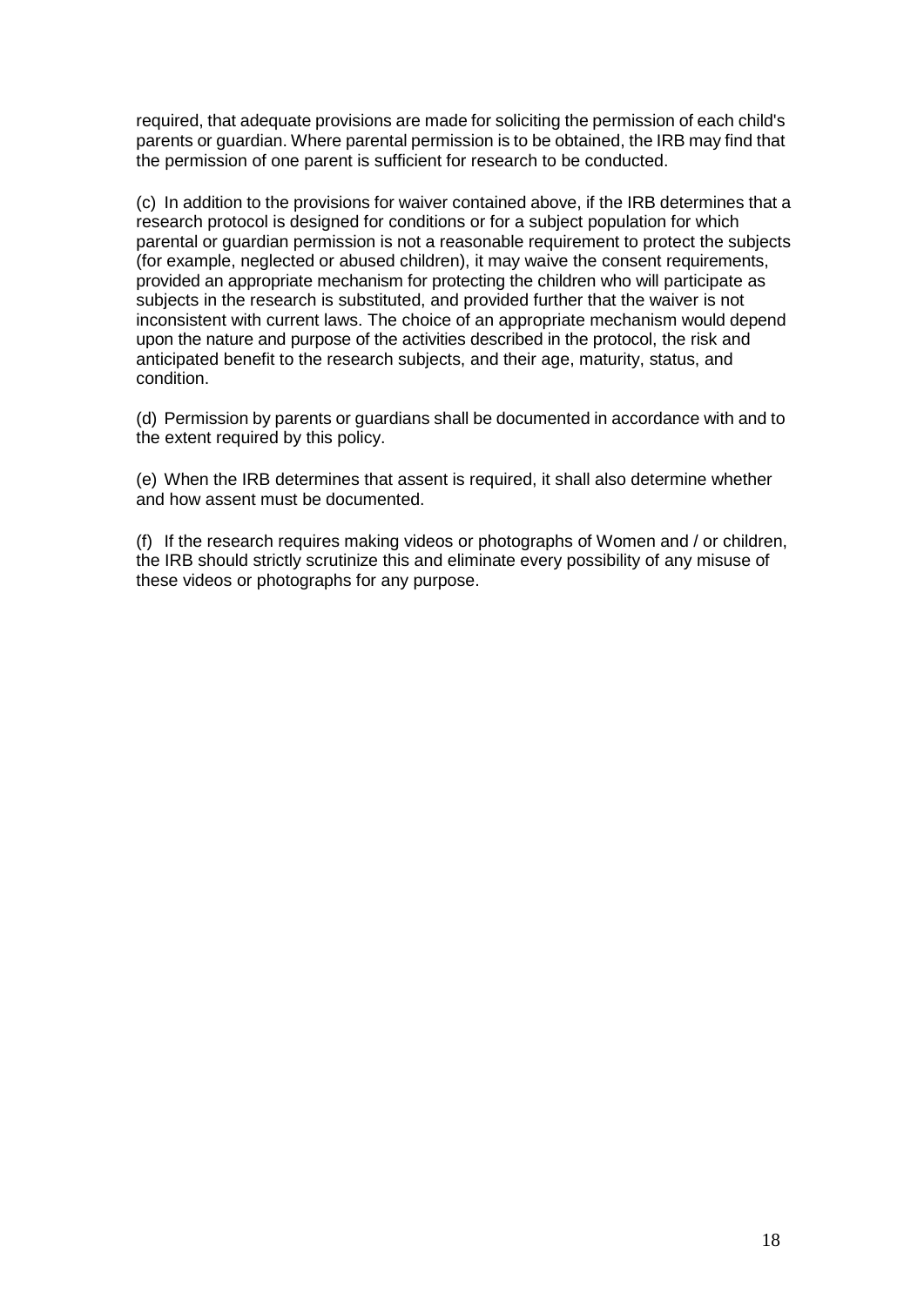required, that adequate provisions are made for soliciting the permission of each child's parents or guardian. Where parental permission is to be obtained, the IRB may find that the permission of one parent is sufficient for research to be conducted.

(c) In addition to the provisions for waiver contained above, if the IRB determines that a research protocol is designed for conditions or for a subject population for which parental or guardian permission is not a reasonable requirement to protect the subjects (for example, neglected or abused children), it may waive the consent requirements, provided an appropriate mechanism for protecting the children who will participate as subjects in the research is substituted, and provided further that the waiver is not inconsistent with current laws. The choice of an appropriate mechanism would depend upon the nature and purpose of the activities described in the protocol, the risk and anticipated benefit to the research subjects, and their age, maturity, status, and condition.

(d) Permission by parents or guardians shall be documented in accordance with and to the extent required by this policy.

(e) When the IRB determines that assent is required, it shall also determine whether and how assent must be documented.

(f) If the research requires making videos or photographs of Women and / or children, the IRB should strictly scrutinize this and eliminate every possibility of any misuse of these videos or photographs for any purpose.